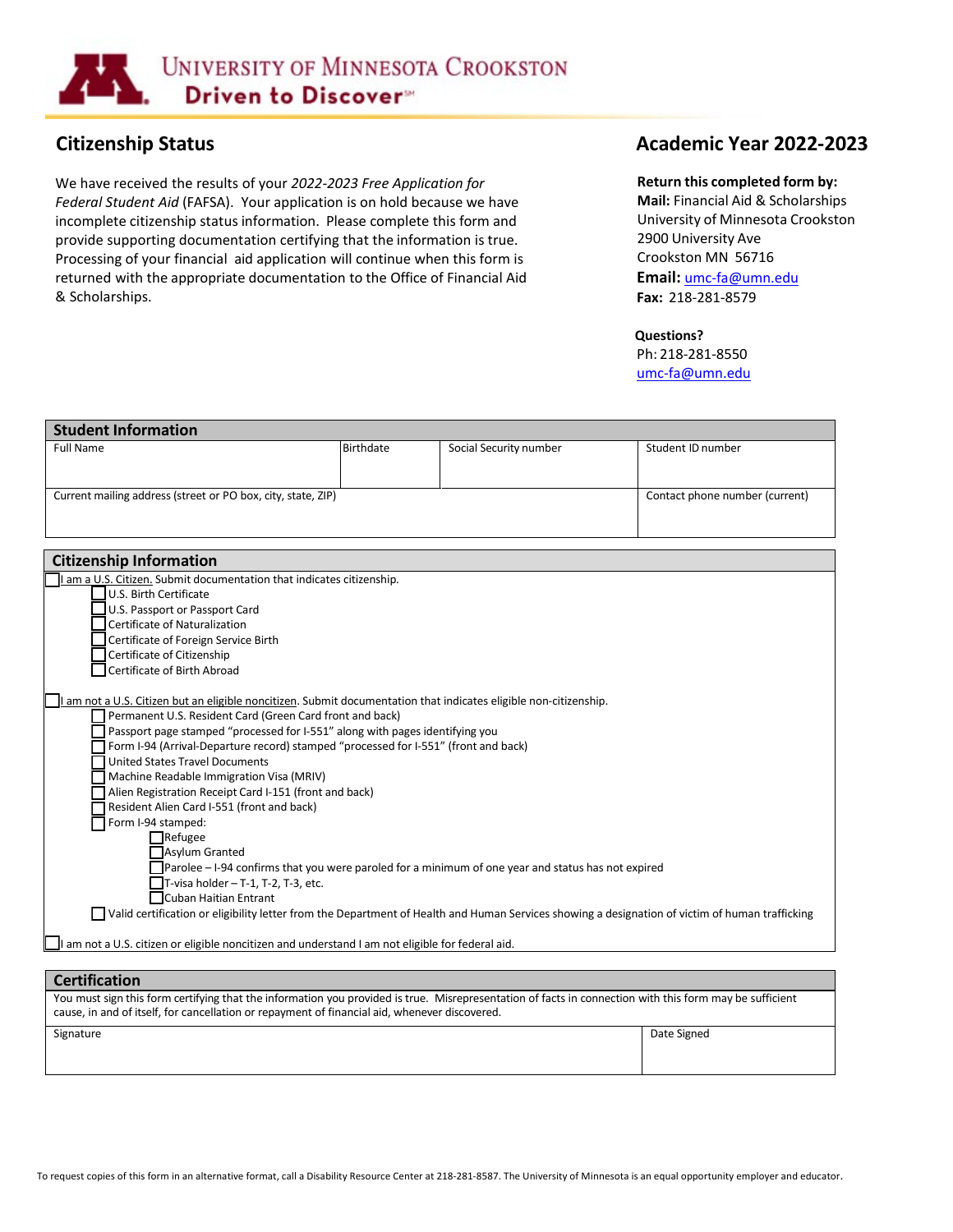**UNIVERSITY OF MINNESOTA CROOKSTON**
**Driven to Discover℠**

## Citizenship Status

We have received the results of your *2022-2023 Free Application for Federal Student Aid* (FAFSA). Your application is on hold because we have incomplete citizenship status information. Please complete this form and provide supporting documentation certifying that the information is true. Processing of your financial aid application will continue when this form is returned with the appropriate documentation to the Office of Financial Aid & Scholarships.

## Academic Year 2022-2023

**Return this completed form by:**
**Mail:** Financial Aid & Scholarships
University of Minnesota Crookston
2900 University Ave
Crookston MN 56716
**Email:** umc-fa@umn.edu
**Fax:** 218-281-8579

**Questions?**
Ph: 218-281-8550
umc-fa@umn.edu

### Student Information

| Full Name | Birthdate | Social Security number | Student ID number |
|---|---|---|---|
| | | | |

| Current mailing address (street or PO box, city, state, ZIP) | Contact phone number (current) |
|---|---|
| | |

### Citizenship Information

- ☐ I am a U.S. Citizen. Submit documentation that indicates citizenship.
  - ☐ U.S. Birth Certificate
  - ☐ U.S. Passport or Passport Card
  - ☐ Certificate of Naturalization
  - ☐ Certificate of Foreign Service Birth
  - ☐ Certificate of Citizenship
  - ☐ Certificate of Birth Abroad

- ☐ I am not a U.S. Citizen but an eligible noncitizen. Submit documentation that indicates eligible non-citizenship.
  - ☐ Permanent U.S. Resident Card (Green Card front and back)
  - ☐ Passport page stamped "processed for I-551" along with pages identifying you
  - ☐ Form I-94 (Arrival-Departure record) stamped "processed for I-551" (front and back)
  - ☐ United States Travel Documents
  - ☐ Machine Readable Immigration Visa (MRIV)
  - ☐ Alien Registration Receipt Card I-151 (front and back)
  - ☐ Resident Alien Card I-551 (front and back)
  - ☐ Form I-94 stamped:
    - ☐ Refugee
    - ☐ Asylum Granted
    - ☐ Parolee – I-94 confirms that you were paroled for a minimum of one year and status has not expired
    - ☐ T-visa holder – T-1, T-2, T-3, etc.
    - ☐ Cuban Haitian Entrant
  - ☐ Valid certification or eligibility letter from the Department of Health and Human Services showing a designation of victim of human trafficking

- ☐ I am not a U.S. citizen or eligible noncitizen and understand I am not eligible for federal aid.

### Certification

You must sign this form certifying that the information you provided is true. Misrepresentation of facts in connection with this form may be sufficient cause, in and of itself, for cancellation or repayment of financial aid, whenever discovered.

| Signature | Date Signed |
|---|---|
| | |

To request copies of this form in an alternative format, call a Disability Resource Center at 218-281-8587. The University of Minnesota is an equal opportunity employer and educator.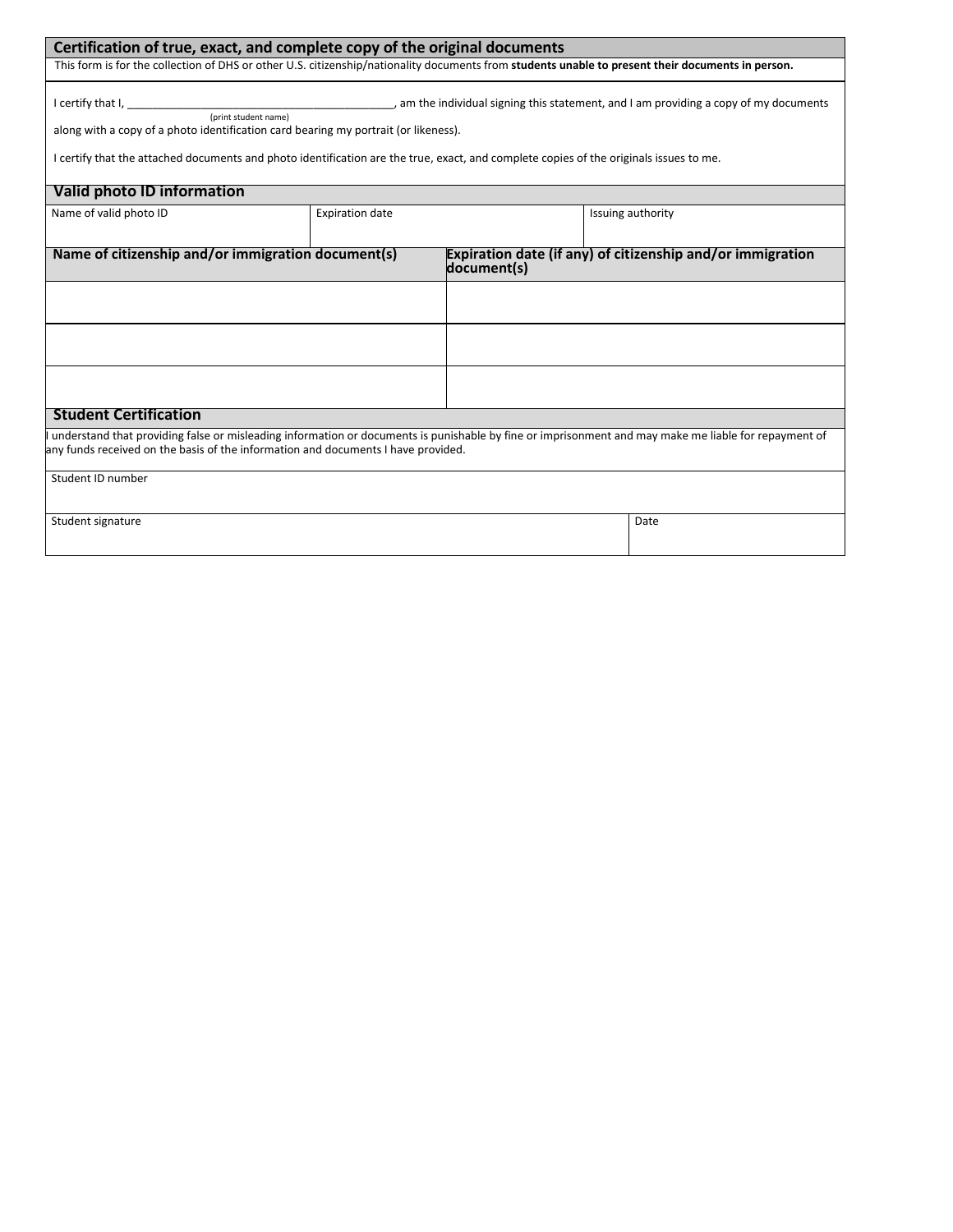## Certification of true, exact, and complete copy of the original documents

This form is for the collection of DHS or other U.S. citizenship/nationality documents from **students unable to present their documents in person.**

I certify that I, _____________________________________________, am the individual signing this statement, and I am providing a copy of my documents
(print student name)
along with a copy of a photo identification card bearing my portrait (or likeness).

I certify that the attached documents and photo identification are the true, exact, and complete copies of the originals issues to me.

## Valid photo ID information

| Name of valid photo ID | Expiration date | Issuing authority |
|---|---|---|
| | | |

| Name of citizenship and/or immigration document(s) | Expiration date (if any) of citizenship and/or immigration document(s) |
|---|---|
| | |
| | |
| | |

## Student Certification

I understand that providing false or misleading information or documents is punishable by fine or imprisonment and may make me liable for repayment of any funds received on the basis of the information and documents I have provided.

| | |
|---|---|
| Student ID number | |
| Student signature | Date |